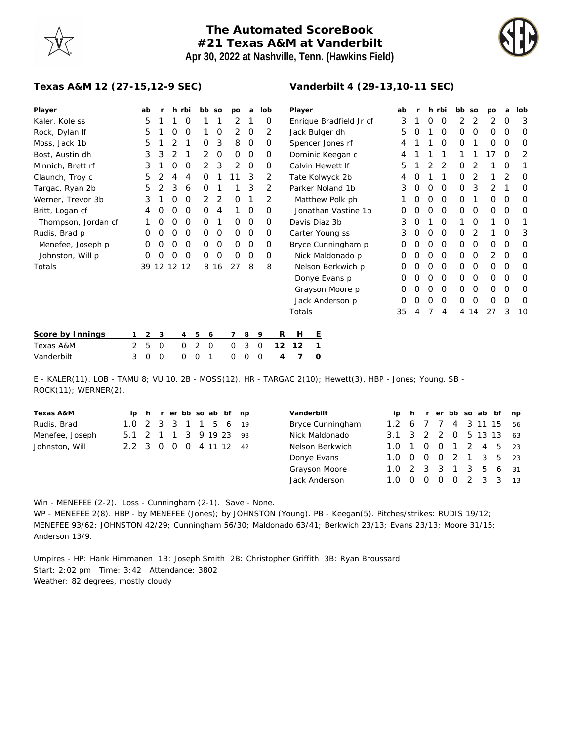# The Automated ScoreBook
## #21 Texas A&M at Vanderbilt
### Apr 30, 2022 at Nashville, Tenn. (Hawkins Field)

**Texas A&M 12 (27-15,12-9 SEC)**

| Player | ab | r | h | rbi | bb | so | po | a | lob |
|---|---|---|---|---|---|---|---|---|---|
| Kaler, Kole ss | 5 | 1 | 1 | 0 | 1 | 1 | 2 | 1 | 0 |
| Rock, Dylan lf | 5 | 1 | 0 | 0 | 1 | 0 | 2 | 0 | 2 |
| Moss, Jack 1b | 5 | 1 | 2 | 1 | 0 | 3 | 8 | 0 | 0 |
| Bost, Austin dh | 3 | 3 | 2 | 1 | 2 | 0 | 0 | 0 | 0 |
| Minnich, Brett rf | 3 | 1 | 0 | 0 | 2 | 3 | 2 | 0 | 0 |
| Claunch, Troy c | 5 | 2 | 4 | 4 | 0 | 1 | 11 | 3 | 2 |
| Targac, Ryan 2b | 5 | 2 | 3 | 6 | 0 | 1 | 1 | 3 | 2 |
| Werner, Trevor 3b | 3 | 1 | 0 | 0 | 2 | 2 | 0 | 1 | 2 |
| Britt, Logan cf | 4 | 0 | 0 | 0 | 0 | 4 | 1 | 0 | 0 |
| Thompson, Jordan cf | 1 | 0 | 0 | 0 | 0 | 1 | 0 | 0 | 0 |
| Rudis, Brad p | 0 | 0 | 0 | 0 | 0 | 0 | 0 | 0 | 0 |
| Menefee, Joseph p | 0 | 0 | 0 | 0 | 0 | 0 | 0 | 0 | 0 |
| Johnston, Will p | 0 | 0 | 0 | 0 | 0 | 0 | 0 | 0 | 0 |
| Totals | 39 | 12 | 12 | 12 | 8 | 16 | 27 | 8 | 8 |

**Vanderbilt 4 (29-13,10-11 SEC)**

| Player | ab | r | h | rbi | bb | so | po | a | lob |
|---|---|---|---|---|---|---|---|---|---|
| Enrique Bradfield Jr cf | 3 | 1 | 0 | 0 | 2 | 2 | 2 | 0 | 3 |
| Jack Bulger dh | 5 | 0 | 1 | 0 | 0 | 0 | 0 | 0 | 0 |
| Spencer Jones rf | 4 | 1 | 1 | 0 | 0 | 1 | 0 | 0 | 0 |
| Dominic Keegan c | 4 | 1 | 1 | 1 | 1 | 1 | 17 | 0 | 2 |
| Calvin Hewett lf | 5 | 1 | 2 | 2 | 0 | 2 | 1 | 0 | 1 |
| Tate Kolwyck 2b | 4 | 0 | 1 | 1 | 0 | 2 | 1 | 2 | 0 |
| Parker Noland 1b | 3 | 0 | 0 | 0 | 0 | 3 | 2 | 1 | 0 |
| Matthew Polk ph | 1 | 0 | 0 | 0 | 0 | 1 | 0 | 0 | 0 |
| Jonathan Vastine 1b | 0 | 0 | 0 | 0 | 0 | 0 | 0 | 0 | 0 |
| Davis Diaz 3b | 3 | 0 | 1 | 0 | 1 | 0 | 1 | 0 | 1 |
| Carter Young ss | 3 | 0 | 0 | 0 | 0 | 2 | 1 | 0 | 3 |
| Bryce Cunningham p | 0 | 0 | 0 | 0 | 0 | 0 | 0 | 0 | 0 |
| Nick Maldonado p | 0 | 0 | 0 | 0 | 0 | 0 | 2 | 0 | 0 |
| Nelson Berkwich p | 0 | 0 | 0 | 0 | 0 | 0 | 0 | 0 | 0 |
| Donye Evans p | 0 | 0 | 0 | 0 | 0 | 0 | 0 | 0 | 0 |
| Grayson Moore p | 0 | 0 | 0 | 0 | 0 | 0 | 0 | 0 | 0 |
| Jack Anderson p | 0 | 0 | 0 | 0 | 0 | 0 | 0 | 0 | 0 |
| Totals | 35 | 4 | 7 | 4 | 4 | 14 | 27 | 3 | 10 |

| Score by Innings | 1 | 2 | 3 | 4 | 5 | 6 | 7 | 8 | 9 | R | H | E |
|---|---|---|---|---|---|---|---|---|---|---|---|---|
| Texas A&M | 2 | 5 | 0 | 0 | 2 | 0 | 0 | 3 | 0 | 12 | 12 | 1 |
| Vanderbilt | 3 | 0 | 0 | 0 | 0 | 1 | 0 | 0 | 0 | 4 | 7 | 0 |

E - KALER(11). LOB - TAMU 8; VU 10. 2B - MOSS(12). HR - TARGAC 2(10); Hewett(3). HBP - Jones; Young. SB - ROCK(11); WERNER(2).

| Texas A&M | ip | h | r | er | bb | so | ab | bf | np |
|---|---|---|---|---|---|---|---|---|---|
| Rudis, Brad | 1.0 | 2 | 3 | 3 | 1 | 1 | 5 | 6 | 19 |
| Menefee, Joseph | 5.1 | 2 | 1 | 1 | 3 | 9 | 19 | 23 | 93 |
| Johnston, Will | 2.2 | 3 | 0 | 0 | 0 | 4 | 11 | 12 | 42 |

| Vanderbilt | ip | h | r | er | bb | so | ab | bf | np |
|---|---|---|---|---|---|---|---|---|---|
| Bryce Cunningham | 1.2 | 6 | 7 | 7 | 4 | 3 | 11 | 15 | 56 |
| Nick Maldonado | 3.1 | 3 | 2 | 2 | 0 | 5 | 13 | 13 | 63 |
| Nelson Berkwich | 1.0 | 1 | 0 | 0 | 1 | 2 | 4 | 5 | 23 |
| Donye Evans | 1.0 | 0 | 0 | 0 | 2 | 1 | 3 | 5 | 23 |
| Grayson Moore | 1.0 | 2 | 3 | 3 | 1 | 3 | 5 | 6 | 31 |
| Jack Anderson | 1.0 | 0 | 0 | 0 | 0 | 2 | 3 | 3 | 13 |

Win - MENEFEE (2-2). Loss - Cunningham (2-1). Save - None.
WP - MENEFEE 2(8). HBP - by MENEFEE (Jones); by JOHNSTON (Young). PB - Keegan(5). Pitches/strikes: RUDIS 19/12; MENEFEE 93/62; JOHNSTON 42/29; Cunningham 56/30; Maldonado 63/41; Berkwich 23/13; Evans 23/13; Moore 31/15; Anderson 13/9.

Umpires - HP: Hank Himmanen 1B: Joseph Smith 2B: Christopher Griffith 3B: Ryan Broussard
Start: 2:02 pm Time: 3:42 Attendance: 3802
Weather: 82 degrees, mostly cloudy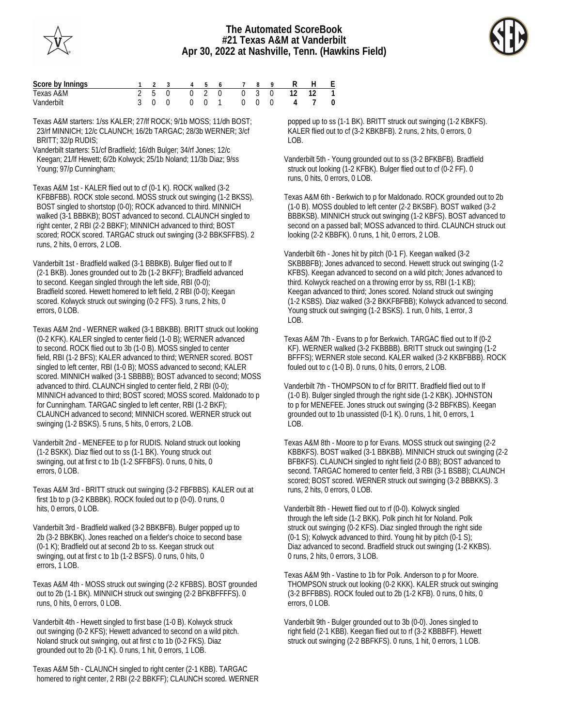# The Automated ScoreBook
## #21 Texas A&M at Vanderbilt
## Apr 30, 2022 at Nashville, Tenn. (Hawkins Field)

| Score by Innings | 1 | 2 | 3 | 4 | 5 | 6 | 7 | 8 | 9 | R | H | E |
|---|---|---|---|---|---|---|---|---|---|---|---|---|
| Texas A&M | 2 | 5 | 0 | 0 | 2 | 0 | 0 | 3 | 0 | **12** | **12** | **1** |
| Vanderbilt | 3 | 0 | 0 | 0 | 0 | 1 | 0 | 0 | 0 | **4** | **7** | **0** |

Texas A&M starters: 1/ss KALER; 27/lf ROCK; 9/1b MOSS; 11/dh BOST; 23/rf MINNICH; 12/c CLAUNCH; 16/2b TARGAC; 28/3b WERNER; 3/cf BRITT; 32/p RUDIS;

Vanderbilt starters: 51/cf Bradfield; 16/dh Bulger; 34/rf Jones; 12/c Keegan; 21/lf Hewett; 6/2b Kolwyck; 25/1b Noland; 11/3b Diaz; 9/ss Young; 97/p Cunningham;

Texas A&M 1st - KALER flied out to cf (0-1 K). ROCK walked (3-2 KFBBFBB). ROCK stole second. MOSS struck out swinging (1-2 BKSS). BOST singled to shortstop (0-0); ROCK advanced to third. MINNICH walked (3-1 BBBKB); BOST advanced to second. CLAUNCH singled to right center, 2 RBI (2-2 BBKF); MINNICH advanced to third; BOST scored; ROCK scored. TARGAC struck out swinging (3-2 BBKSFFBS). 2 runs, 2 hits, 0 errors, 2 LOB.

Vanderbilt 1st - Bradfield walked (3-1 BBBKB). Bulger flied out to lf (2-1 BKB). Jones grounded out to 2b (1-2 BKFF); Bradfield advanced to second. Keegan singled through the left side, RBI (0-0); Bradfield scored. Hewett homered to left field, 2 RBI (0-0); Keegan scored. Kolwyck struck out swinging (0-2 FFS). 3 runs, 2 hits, 0 errors, 0 LOB.

Texas A&M 2nd - WERNER walked (3-1 BBKBB). BRITT struck out looking (0-2 KFK). KALER singled to center field (1-0 B); WERNER advanced to second. ROCK flied out to 3b (1-0 B). MOSS singled to center field, RBI (1-2 BFS); KALER advanced to third; WERNER scored. BOST singled to left center, RBI (1-0 B); MOSS advanced to second; KALER scored. MINNICH walked (3-1 SBBBB); BOST advanced to second; MOSS advanced to third. CLAUNCH singled to center field, 2 RBI (0-0); MINNICH advanced to third; BOST scored; MOSS scored. Maldonado to p for Cunningham. TARGAC singled to left center, RBI (1-2 BKF); CLAUNCH advanced to second; MINNICH scored. WERNER struck out swinging (1-2 BSKS). 5 runs, 5 hits, 0 errors, 2 LOB.

Vanderbilt 2nd - MENEFEE to p for RUDIS. Noland struck out looking (1-2 BSKK). Diaz flied out to ss (1-1 BK). Young struck out swinging, out at first c to 1b (1-2 SFFBFS). 0 runs, 0 hits, 0 errors, 0 LOB.

Texas A&M 3rd - BRITT struck out swinging (3-2 FBFBBS). KALER out at first 1b to p (3-2 KBBBK). ROCK fouled out to p (0-0). 0 runs, 0 hits, 0 errors, 0 LOB.

Vanderbilt 3rd - Bradfield walked (3-2 BBKBFB). Bulger popped up to 2b (3-2 BBBKBK). Jones reached on a fielder's choice to second base (0-1 K); Bradfield out at second 2b to ss. Keegan struck out swinging, out at first c to 1b (1-2 BSFS). 0 runs, 0 hits, 0 errors, 1 LOB.

Texas A&M 4th - MOSS struck out swinging (2-2 KFBBS). BOST grounded out to 2b (1-1 BK). MINNICH struck out swinging (2-2 BFKBFFFFS). 0 runs, 0 hits, 0 errors, 0 LOB.

Vanderbilt 4th - Hewett singled to first base (1-0 B). Kolwyck struck out swinging (0-2 KFS); Hewett advanced to second on a wild pitch. Noland struck out swinging, out at first c to 1b (0-2 FKS). Diaz grounded out to 2b (0-1 K). 0 runs, 1 hit, 0 errors, 1 LOB.

Texas A&M 5th - CLAUNCH singled to right center (2-1 KBB). TARGAC homered to right center, 2 RBI (2-2 BBKFF); CLAUNCH scored. WERNER popped up to ss (1-1 BK). BRITT struck out swinging (1-2 KBKFS). KALER flied out to cf (3-2 KBKBFB). 2 runs, 2 hits, 0 errors, 0 LOB.

Vanderbilt 5th - Young grounded out to ss (3-2 BFKBFB). Bradfield struck out looking (1-2 KFBK). Bulger flied out to cf (0-2 FF). 0 runs, 0 hits, 0 errors, 0 LOB.

Texas A&M 6th - Berkwich to p for Maldonado. ROCK grounded out to 2b (1-0 B). MOSS doubled to left center (2-2 BKSBF). BOST walked (3-2 BBBKSB). MINNICH struck out swinging (1-2 KBFS). BOST advanced to second on a passed ball; MOSS advanced to third. CLAUNCH struck out looking (2-2 KBBFK). 0 runs, 1 hit, 0 errors, 2 LOB.

Vanderbilt 6th - Jones hit by pitch (0-1 F). Keegan walked (3-2 SKBBBFB); Jones advanced to second. Hewett struck out swinging (1-2 KFBS). Keegan advanced to second on a wild pitch; Jones advanced to third. Kolwyck reached on a throwing error by ss, RBI (1-1 KB); Keegan advanced to third; Jones scored. Noland struck out swinging (1-2 KSBS). Diaz walked (3-2 BKKFBFBB); Kolwyck advanced to second. Young struck out swinging (1-2 BSKS). 1 run, 0 hits, 1 error, 3 LOB.

Texas A&M 7th - Evans to p for Berkwich. TARGAC flied out to lf (0-2 KF). WERNER walked (3-2 FKBBBB). BRITT struck out swinging (1-2 BFFFS); WERNER stole second. KALER walked (3-2 KKBFBBB). ROCK fouled out to c (1-0 B). 0 runs, 0 hits, 0 errors, 2 LOB.

Vanderbilt 7th - THOMPSON to cf for BRITT. Bradfield flied out to lf (1-0 B). Bulger singled through the right side (1-2 KBK). JOHNSTON to p for MENEFEE. Jones struck out swinging (3-2 BBFKBS). Keegan grounded out to 1b unassisted (0-1 K). 0 runs, 1 hit, 0 errors, 1 LOB.

Texas A&M 8th - Moore to p for Evans. MOSS struck out swinging (2-2 KBBKFS). BOST walked (3-1 BBKBB). MINNICH struck out swinging (2-2 BFBKFS). CLAUNCH singled to right field (2-0 BB); BOST advanced to second. TARGAC homered to center field, 3 RBI (3-1 BSBB); CLAUNCH scored; BOST scored. WERNER struck out swinging (3-2 BBBKKS). 3 runs, 2 hits, 0 errors, 0 LOB.

Vanderbilt 8th - Hewett flied out to rf (0-0). Kolwyck singled through the left side (1-2 BKK). Polk pinch hit for Noland. Polk struck out swinging (0-2 KFS). Diaz singled through the right side (0-1 S); Kolwyck advanced to third. Young hit by pitch (0-1 S); Diaz advanced to second. Bradfield struck out swinging (1-2 KKBS). 0 runs, 2 hits, 0 errors, 3 LOB.

Texas A&M 9th - Vastine to 1b for Polk. Anderson to p for Moore. THOMPSON struck out looking (0-2 KKK). KALER struck out swinging (3-2 BFFBBS). ROCK fouled out to 2b (1-2 KFB). 0 runs, 0 hits, 0 errors, 0 LOB.

Vanderbilt 9th - Bulger grounded out to 3b (0-0). Jones singled to right field (2-1 KBB). Keegan flied out to rf (3-2 KBBBFF). Hewett struck out swinging (2-2 BBFKFS). 0 runs, 1 hit, 0 errors, 1 LOB.